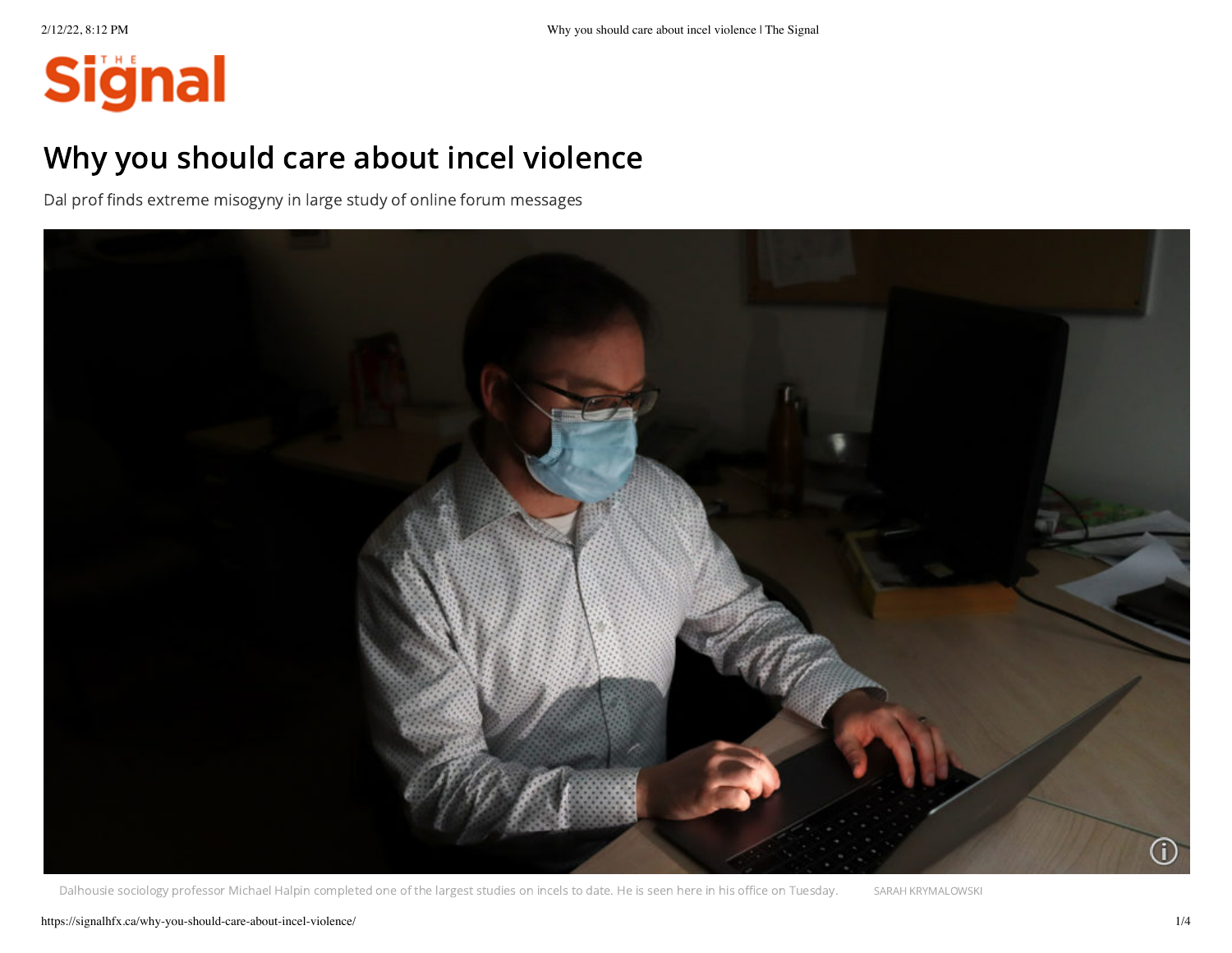# Why you should care about incel violence

Dal prof finds extreme misogyny in large study of online forum messages

Dalhousie sociology professor Michael Halpin completed one of the largest studies on incels to date. He is seen here in his office on Tuesday. SARAH KRYMALOWSKI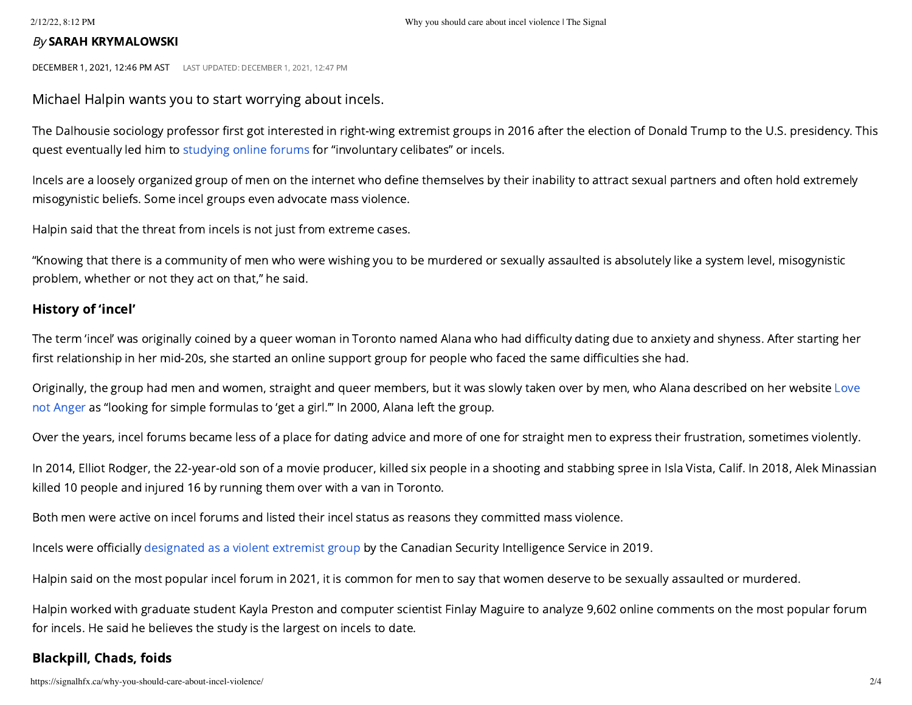*By* **SARAH KRYMALOWSKI**

DECEMBER 1, 2021, 12:46 PM AST LAST UPDATED: DECEMBER 1, 2021, 12:47 PM

Michael Halpin wants you to start worrying about incels.

The Dalhousie sociology professor first got interested in right-wing extremist groups in 2016 after the election of Donald Trump to the U.S. presidency. This quest eventually led him to studying online forums for "involuntary celibates" or incels.

Incels are a loosely organized group of men on the internet who define themselves by their inability to attract sexual partners and often hold extremely misogynistic beliefs. Some incel groups even advocate mass violence.

Halpin said that the threat from incels is not just from extreme cases.

"Knowing that there is a community of men who were wishing you to be murdered or sexually assaulted is absolutely like a system level, misogynistic problem, whether or not they act on that," he said.

## History of 'incel'

The term 'incel' was originally coined by a queer woman in Toronto named Alana who had difficulty dating due to anxiety and shyness. After starting her first relationship in her mid-20s, she started an online support group for people who faced the same difficulties she had.

Originally, the group had men and women, straight and queer members, but it was slowly taken over by men, who Alana described on her website Love not Anger as "looking for simple formulas to 'get a girl.'" In 2000, Alana left the group.

Over the years, incel forums became less of a place for dating advice and more of one for straight men to express their frustration, sometimes violently.

In 2014, Elliot Rodger, the 22-year-old son of a movie producer, killed six people in a shooting and stabbing spree in Isla Vista, Calif. In 2018, Alek Minassian killed 10 people and injured 16 by running them over with a van in Toronto.

Both men were active on incel forums and listed their incel status as reasons they committed mass violence.

Incels were officially designated as a violent extremist group by the Canadian Security Intelligence Service in 2019.

Halpin said on the most popular incel forum in 2021, it is common for men to say that women deserve to be sexually assaulted or murdered.

Halpin worked with graduate student Kayla Preston and computer scientist Finlay Maguire to analyze 9,602 online comments on the most popular forum for incels. He said he believes the study is the largest on incels to date.

## Blackpill, Chads, foids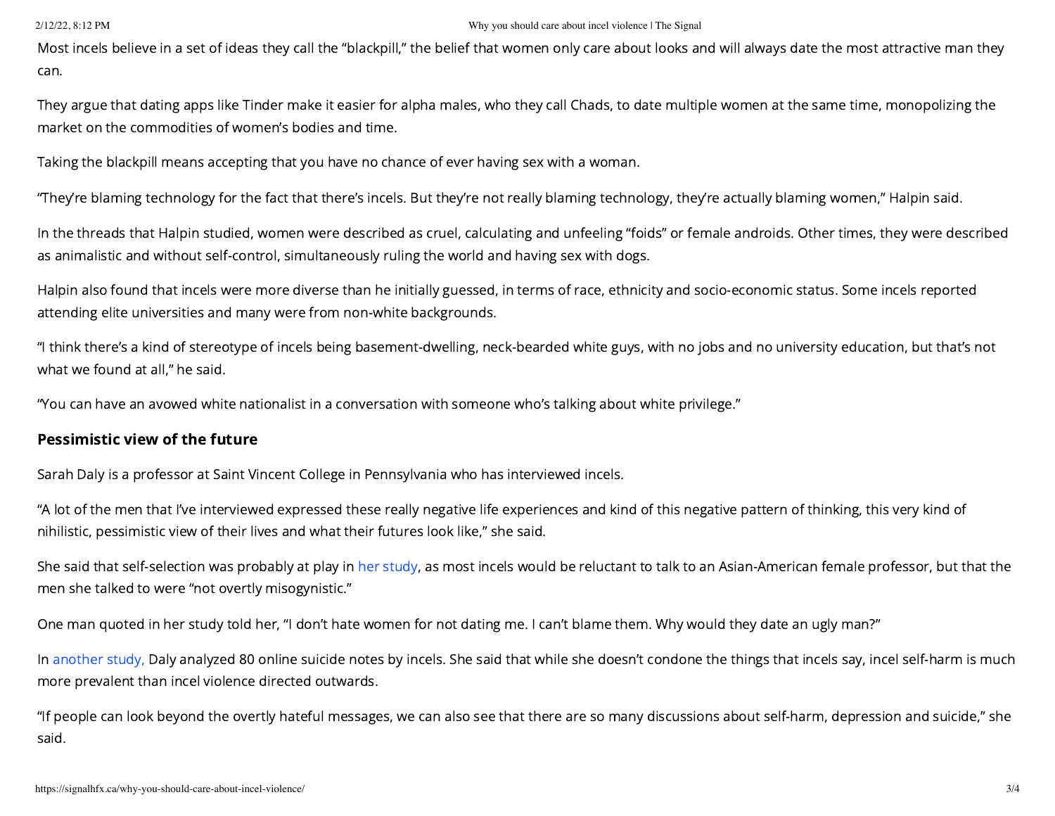Most incels believe in a set of ideas they call the "blackpill," the belief that women only care about looks and will always date the most attractive man they can.

They argue that dating apps like Tinder make it easier for alpha males, who they call Chads, to date multiple women at the same time, monopolizing the market on the commodities of women's bodies and time.

Taking the blackpill means accepting that you have no chance of ever having sex with a woman.

"They're blaming technology for the fact that there's incels. But they're not really blaming technology, they're actually blaming women," Halpin said.

In the threads that Halpin studied, women were described as cruel, calculating and unfeeling "foids" or female androids. Other times, they were described as animalistic and without self-control, simultaneously ruling the world and having sex with dogs.

Halpin also found that incels were more diverse than he initially guessed, in terms of race, ethnicity and socio-economic status. Some incels reported attending elite universities and many were from non-white backgrounds.

"I think there's a kind of stereotype of incels being basement-dwelling, neck-bearded white guys, with no jobs and no university education, but that's not what we found at all," he said.

"You can have an avowed white nationalist in a conversation with someone who's talking about white privilege."

### Pessimistic view of the future

Sarah Daly is a professor at Saint Vincent College in Pennsylvania who has interviewed incels.

"A lot of the men that I've interviewed expressed these really negative life experiences and kind of this negative pattern of thinking, this very kind of nihilistic, pessimistic view of their lives and what their futures look like," she said.

She said that self-selection was probably at play in her study, as most incels would be reluctant to talk to an Asian-American female professor, but that the men she talked to were "not overtly misogynistic."

One man quoted in her study told her, "I don't hate women for not dating me. I can't blame them. Why would they date an ugly man?"

In another study, Daly analyzed 80 online suicide notes by incels. She said that while she doesn't condone the things that incels say, incel self-harm is much more prevalent than incel violence directed outwards.

"If people can look beyond the overtly hateful messages, we can also see that there are so many discussions about self-harm, depression and suicide," she said.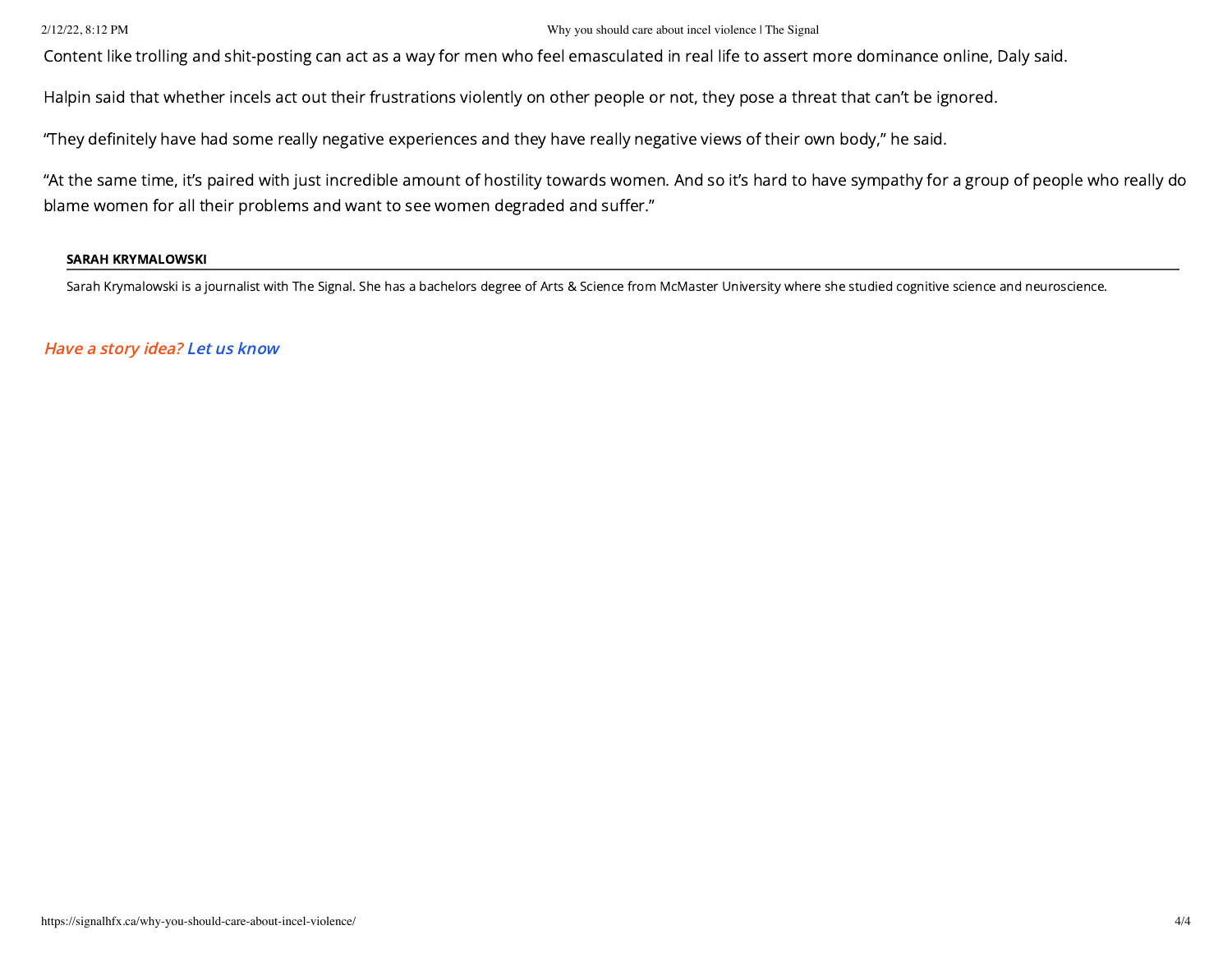Content like trolling and shit-posting can act as a way for men who feel emasculated in real life to assert more dominance online, Daly said.

Halpin said that whether incels act out their frustrations violently on other people or not, they pose a threat that can't be ignored.

"They definitely have had some really negative experiences and they have really negative views of their own body," he said.

"At the same time, it's paired with just incredible amount of hostility towards women. And so it's hard to have sympathy for a group of people who really do blame women for all their problems and want to see women degraded and suffer."

**SARAH KRYMALOWSKI**

Sarah Krymalowski is a journalist with The Signal. She has a bachelors degree of Arts & Science from McMaster University where she studied cognitive science and neuroscience.

***Have a story idea? Let us know***